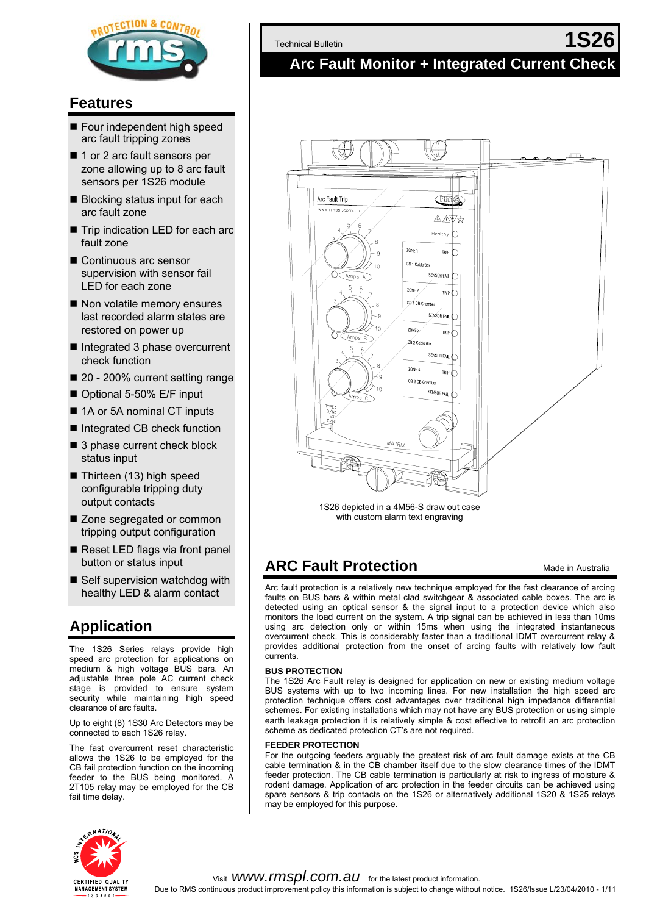# 1S26

Technical Bulletin

## Arc Fault Monitor + Integrated Current Check

## Features

- Four independent high speed arc fault tripping zones
- 1 or 2 arc fault sensors per zone allowing up to 8 arc fault sensors per 1S26 module
- Blocking status input for each arc fault zone
- Trip indication LED for each arc fault zone
- Continuous arc sensor supervision with sensor fail LED for each zone
- Non volatile memory ensures last recorded alarm states are restored on power up
- Integrated 3 phase overcurrent check function
- 20 - 200% current setting range
- Optional 5-50% E/F input
- 1A or 5A nominal CT inputs
- Integrated CB check function
- 3 phase current check block status input
- Thirteen (13) high speed configurable tripping duty output contacts
- Zone segregated or common tripping output configuration
- Reset LED flags via front panel button or status input
- Self supervision watchdog with healthy LED & alarm contact

## Application

The 1S26 Series relays provide high speed arc protection for applications on medium & high voltage BUS bars. An adjustable three pole AC current check stage is provided to ensure system security while maintaining high speed clearance of arc faults.

Up to eight (8) 1S30 Arc Detectors may be connected to each 1S26 relay.

The fast overcurrent reset characteristic allows the 1S26 to be employed for the CB fail protection function on the incoming feeder to the BUS being monitored. A 2T105 relay may be employed for the CB fail time delay.

1S26 depicted in a 4M56-S draw out case with custom alarm text engraving

## ARC Fault Protection

Made in Australia

Arc fault protection is a relatively new technique employed for the fast clearance of arcing faults on BUS bars & within metal clad switchgear & associated cable boxes. The arc is detected using an optical sensor & the signal input to a protection device which also monitors the load current on the system. A trip signal can be achieved in less than 10ms using arc detection only or within 15ms when using the integrated instantaneous overcurrent check. This is considerably faster than a traditional IDMT overcurrent relay & provides additional protection from the onset of arcing faults with relatively low fault currents.

### BUS PROTECTION

The 1S26 Arc Fault relay is designed for application on new or existing medium voltage BUS systems with up to two incoming lines. For new installation the high speed arc protection technique offers cost advantages over traditional high impedance differential schemes. For existing installations which may not have any BUS protection or using simple earth leakage protection it is relatively simple & cost effective to retrofit an arc protection scheme as dedicated protection CT's are not required.

### FEEDER PROTECTION

For the outgoing feeders arguably the greatest risk of arc fault damage exists at the CB cable termination & in the CB chamber itself due to the slow clearance times of the IDMT feeder protection. The CB cable termination is particularly at risk to ingress of moisture & rodent damage. Application of arc protection in the feeder circuits can be achieved using spare sensors & trip contacts on the 1S26 or alternatively additional 1S20 & 1S25 relays may be employed for this purpose.

Visit www.rmspl.com.au for the latest product information.

Due to RMS continuous product improvement policy this information is subject to change without notice. 1S26/Issue L/23/04/2010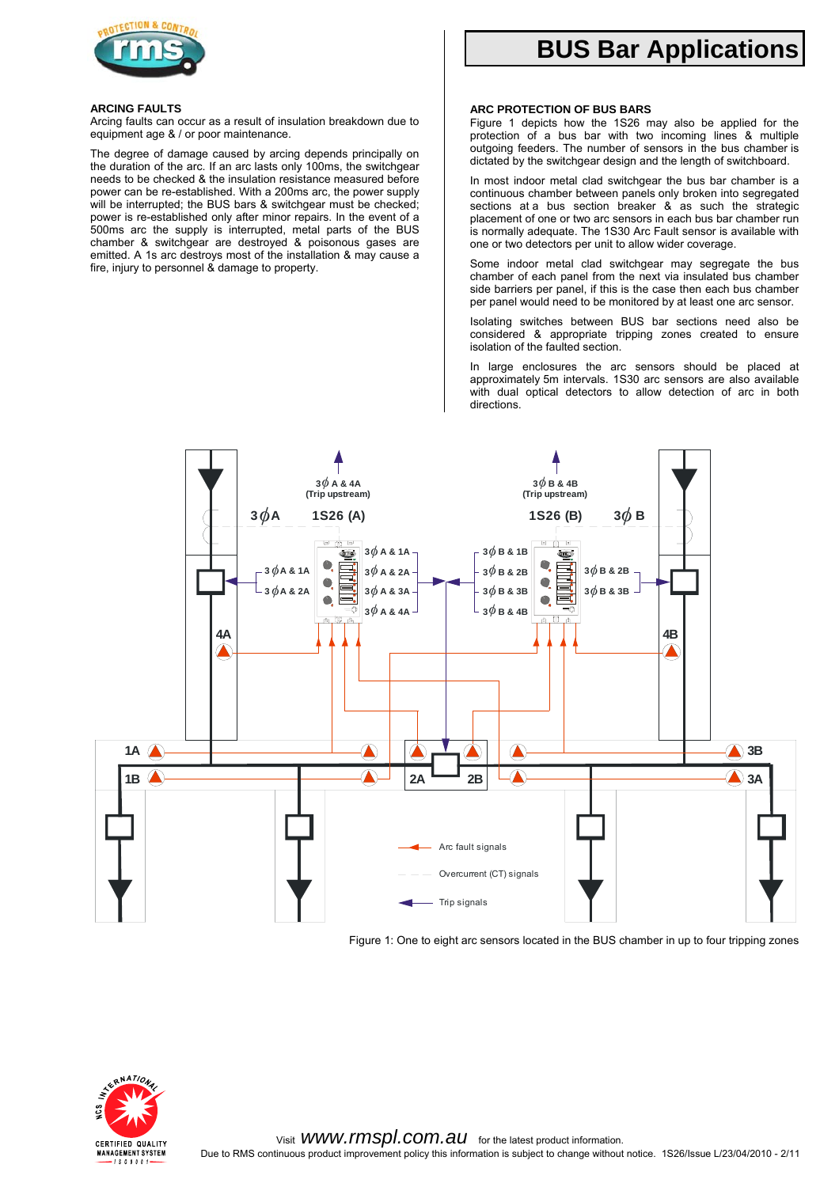# BUS Bar Applications

### ARCING FAULTS

Arcing faults can occur as a result of insulation breakdown due to equipment age & / or poor maintenance.

The degree of damage caused by arcing depends principally on the duration of the arc. If an arc lasts only 100ms, the switchgear needs to be checked & the insulation resistance measured before power can be re-established. With a 200ms arc, the power supply will be interrupted; the BUS bars & switchgear must be checked; power is re-established only after minor repairs. In the event of a 500ms arc the supply is interrupted, metal parts of the BUS chamber & switchgear are destroyed & poisonous gases are emitted. A 1s arc destroys most of the installation & may cause a fire, injury to personnel & damage to property.

### ARC PROTECTION OF BUS BARS

Figure 1 depicts how the 1S26 may also be applied for the protection of a bus bar with two incoming lines & multiple outgoing feeders. The number of sensors in the bus chamber is dictated by the switchgear design and the length of switchboard.

In most indoor metal clad switchgear the bus bar chamber is a continuous chamber between panels only broken into segregated sections at a bus section breaker & as such the strategic placement of one or two arc sensors in each bus bar chamber run is normally adequate. The 1S30 Arc Fault sensor is available with one or two detectors per unit to allow wider coverage.

Some indoor metal clad switchgear may segregate the bus chamber of each panel from the next via insulated bus chamber side barriers per panel, if this is the case then each bus chamber per panel would need to be monitored by at least one arc sensor.

Isolating switches between BUS bar sections need also be considered & appropriate tripping zones created to ensure isolation of the faulted section.

In large enclosures the arc sensors should be placed at approximately 5m intervals. 1S30 arc sensors are also available with dual optical detectors to allow detection of arc in both directions.

Figure 1: One to eight arc sensors located in the BUS chamber in up to four tripping zones

Visit www.rmspl.com.au for the latest product information.

Due to RMS continuous product improvement policy this information is subject to change without notice. 1S26/Issue L/23/04/2010 - 2/11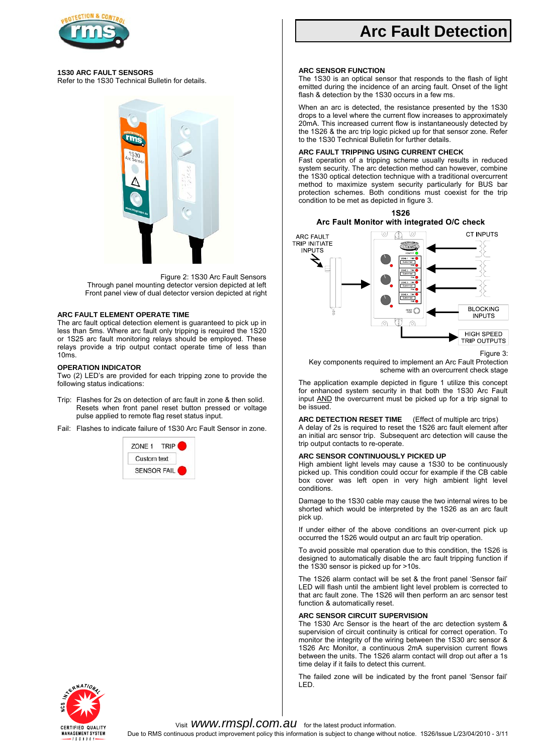# Arc Fault Detection

### 1S30 ARC FAULT SENSORS

Refer to the 1S30 Technical Bulletin for details.

Figure 2: 1S30 Arc Fault Sensors
Through panel mounting detector version depicted at left
Front panel view of dual detector version depicted at right

### ARC FAULT ELEMENT OPERATE TIME

The arc fault optical detection element is guaranteed to pick up in less than 5ms. Where arc fault only tripping is required the 1S20 or 1S25 arc fault monitoring relays should be employed. These relays provide a trip output contact operate time of less than 10ms.

### OPERATION INDICATOR

Two (2) LED's are provided for each tripping zone to provide the following status indications:

Trip: Flashes for 2s on detection of arc fault in zone & then solid. Resets when front panel reset button pressed or voltage pulse applied to remote flag reset status input.

Fail: Flashes to indicate failure of 1S30 Arc Fault Sensor in zone.

ZONE 1 TRIP
Custom text
SENSOR FAIL

### ARC SENSOR FUNCTION

The 1S30 is an optical sensor that responds to the flash of light emitted during the incidence of an arcing fault. Onset of the light flash & detection by the 1S30 occurs in a few ms.

When an arc is detected, the resistance presented by the 1S30 drops to a level where the current flow increases to approximately 20mA. This increased current flow is instantaneously detected by the 1S26 & the arc trip logic picked up for that sensor zone. Refer to the 1S30 Technical Bulletin for further details.

### ARC FAULT TRIPPING USING CURRENT CHECK

Fast operation of a tripping scheme usually results in reduced system security. The arc detection method can however, combine the 1S30 optical detection technique with a traditional overcurrent method to maximize system security particularly for BUS bar protection schemes. Both conditions must coexist for the trip condition to be met as depicted in figure 3.

**1S26**
**Arc Fault Monitor with integrated O/C check**

ARC FAULT TRIP INITIATE INPUTS — CT INPUTS — BLOCKING INPUTS — HIGH SPEED TRIP OUTPUTS

Figure 3:
Key components required to implement an Arc Fault Protection scheme with an overcurrent check stage

The application example depicted in figure 1 utilize this concept for enhanced system security in that both the 1S30 Arc Fault input AND the overcurrent must be picked up for a trip signal to be issued.

### ARC DETECTION RESET TIME (Effect of multiple arc trips)

A delay of 2s is required to reset the 1S26 arc fault element after an initial arc sensor trip. Subsequent arc detection will cause the trip output contacts to re-operate.

### ARC SENSOR CONTINUOUSLY PICKED UP

High ambient light levels may cause a 1S30 to be continuously picked up. This condition could occur for example if the CB cable box cover was left open in very high ambient light level conditions.

Damage to the 1S30 cable may cause the two internal wires to be shorted which would be interpreted by the 1S26 as an arc fault pick up.

If under either of the above conditions an over-current pick up occurred the 1S26 would output an arc fault trip operation.

To avoid possible mal operation due to this condition, the 1S26 is designed to automatically disable the arc fault tripping function if the 1S30 sensor is picked up for >10s.

The 1S26 alarm contact will be set & the front panel 'Sensor fail' LED will flash until the ambient light level problem is corrected to that arc fault zone. The 1S26 will then perform an arc sensor test function & automatically reset.

### ARC SENSOR CIRCUIT SUPERVISION

The 1S30 Arc Sensor is the heart of the arc detection system & supervision of circuit continuity is critical for correct operation. To monitor the integrity of the wiring between the 1S30 arc sensor & 1S26 Arc Monitor, a continuous 2mA supervision current flows between the units. The 1S26 alarm contact will drop out after a 1s time delay if it fails to detect this current.

The failed zone will be indicated by the front panel 'Sensor fail' LED.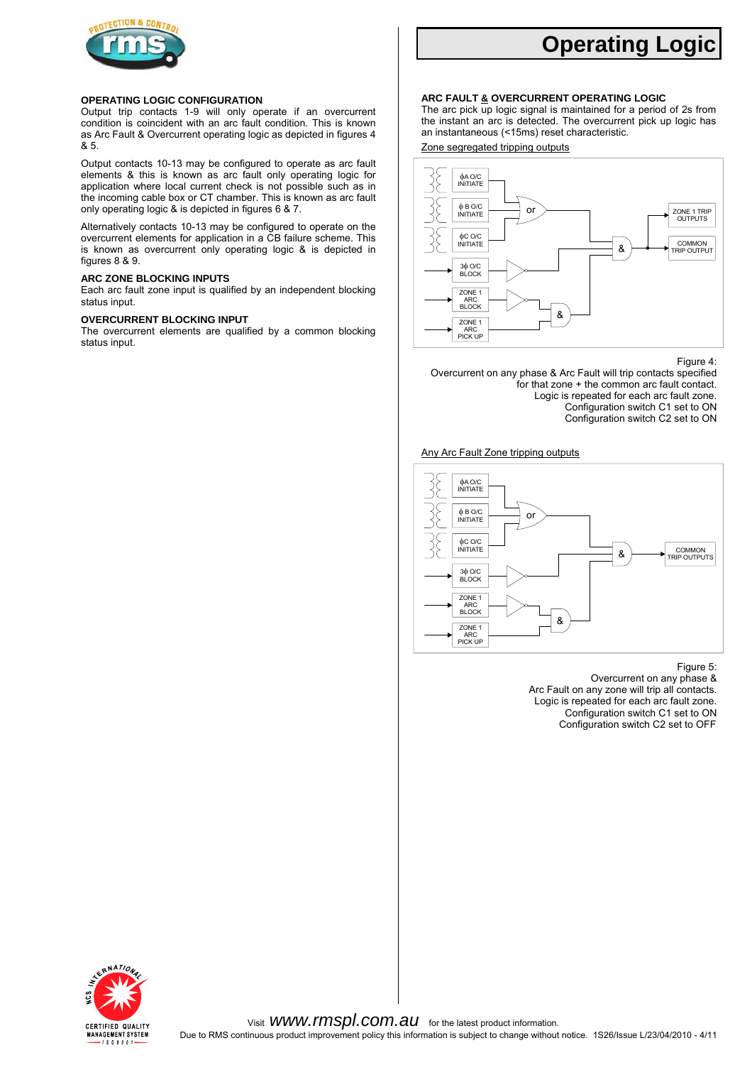# Operating Logic

### OPERATING LOGIC CONFIGURATION

Output trip contacts 1-9 will only operate if an overcurrent condition is coincident with an arc fault condition. This is known as Arc Fault & Overcurrent operating logic as depicted in figures 4 & 5.

Output contacts 10-13 may be configured to operate as arc fault elements & this is known as arc fault only operating logic for application where local current check is not possible such as in the incoming cable box or CT chamber. This is known as arc fault only operating logic & is depicted in figures 6 & 7.

Alternatively contacts 10-13 may be configured to operate on the overcurrent elements for application in a CB failure scheme. This is known as overcurrent only operating logic & is depicted in figures 8 & 9.

### ARC ZONE BLOCKING INPUTS

Each arc fault zone input is qualified by an independent blocking status input.

### OVERCURRENT BLOCKING INPUT

The overcurrent elements are qualified by a common blocking status input.

### ARC FAULT & OVERCURRENT OPERATING LOGIC

The arc pick up logic signal is maintained for a period of 2s from the instant an arc is detected. The overcurrent pick up logic has an instantaneous (<15ms) reset characteristic.

Zone segregated tripping outputs

ϕA O/C INITIATE, ϕ B O/C INITIATE, ϕC O/C INITIATE → or; 3ϕ O/C BLOCK; ZONE 1 ARC BLOCK; ZONE 1 ARC PICK UP → & → & → ZONE 1 TRIP OUTPUTS, COMMON TRIP OUTPUT

Figure 4:
Overcurrent on any phase & Arc Fault will trip contacts specified for that zone + the common arc fault contact.
Logic is repeated for each arc fault zone.
Configuration switch C1 set to ON
Configuration switch C2 set to ON

Any Arc Fault Zone tripping outputs

ϕA O/C INITIATE, ϕ B O/C INITIATE, ϕC O/C INITIATE → or; 3ϕ O/C BLOCK; ZONE 1 ARC BLOCK; ZONE 1 ARC PICK UP → & → & → COMMON TRIP OUTPUTS

Figure 5:
Overcurrent on any phase &
Arc Fault on any zone will trip all contacts.
Logic is repeated for each arc fault zone.
Configuration switch C1 set to ON
Configuration switch C2 set to OFF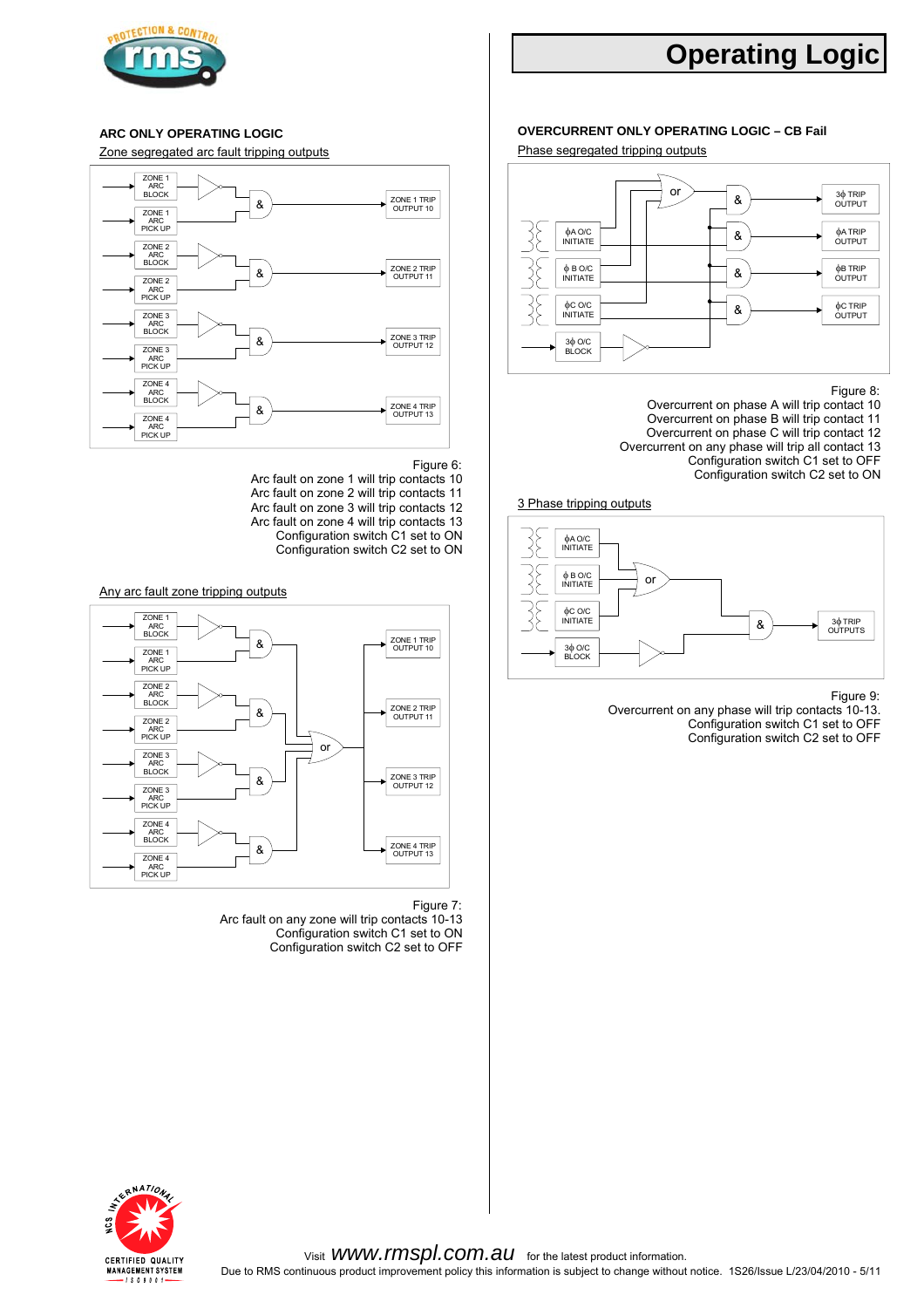# Operating Logic

## ARC ONLY OPERATING LOGIC

Zone segregated arc fault tripping outputs

Figure 6:
Arc fault on zone 1 will trip contacts 10
Arc fault on zone 2 will trip contacts 11
Arc fault on zone 3 will trip contacts 12
Arc fault on zone 4 will trip contacts 13
Configuration switch C1 set to ON
Configuration switch C2 set to ON

Any arc fault zone tripping outputs

Figure 7:
Arc fault on any zone will trip contacts 10-13
Configuration switch C1 set to ON
Configuration switch C2 set to OFF

## OVERCURRENT ONLY OPERATING LOGIC – CB Fail

Phase segregated tripping outputs

Figure 8:
Overcurrent on phase A will trip contact 10
Overcurrent on phase B will trip contact 11
Overcurrent on phase C will trip contact 12
Overcurrent on any phase will trip all contact 13
Configuration switch C1 set to OFF
Configuration switch C2 set to ON

3 Phase tripping outputs

Figure 9:
Overcurrent on any phase will trip contacts 10-13.
Configuration switch C1 set to OFF
Configuration switch C2 set to OFF

Visit www.rmspl.com.au for the latest product information.
Due to RMS continuous product improvement policy this information is subject to change without notice. 1S26/Issue L/23/04/2010 - 5/11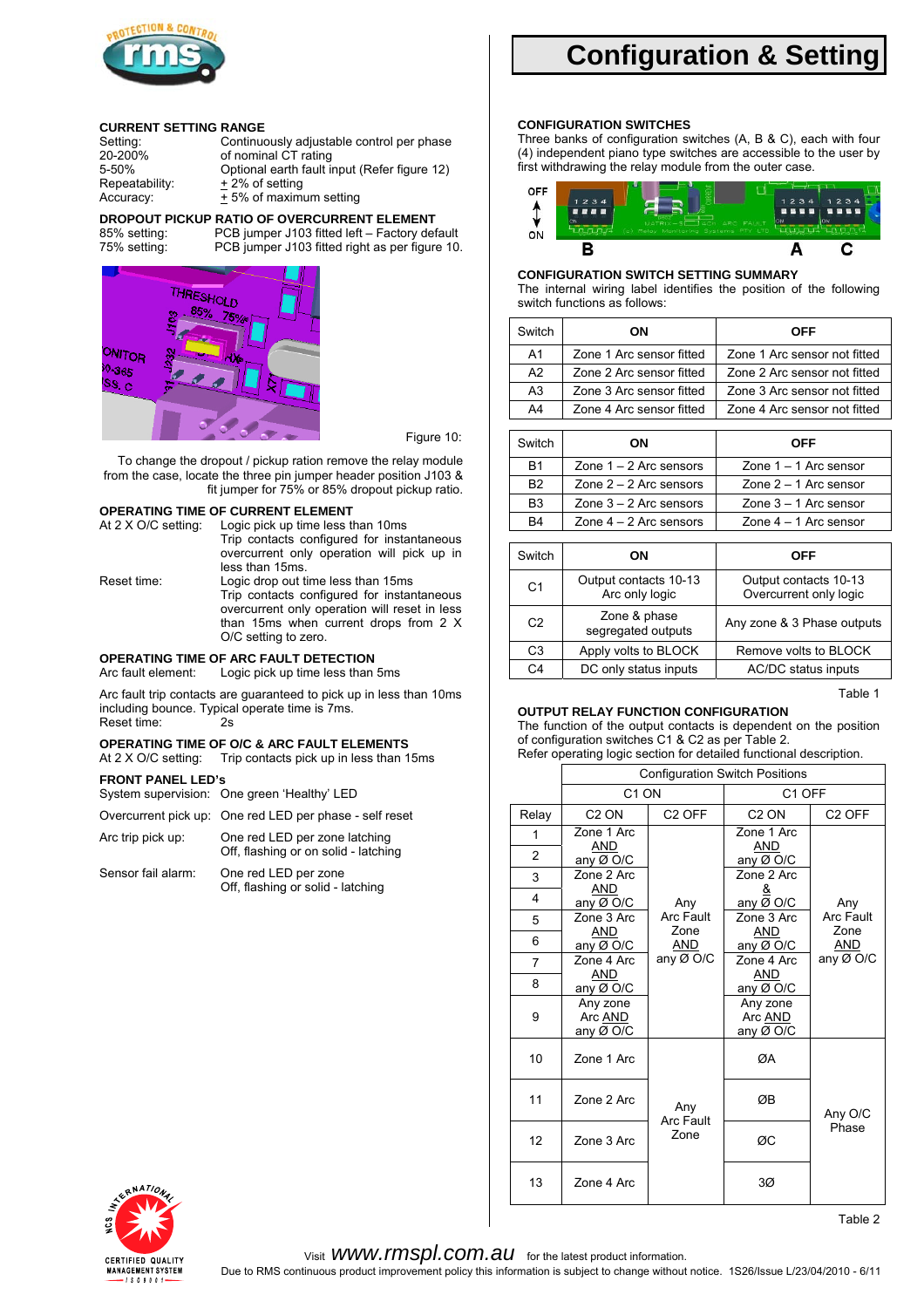# Configuration & Setting

## CURRENT SETTING RANGE

Setting: Continuously adjustable control per phase
20-200% of nominal CT rating
5-50% Optional earth fault input (Refer figure 12)
Repeatability: ± 2% of setting
Accuracy: ± 5% of maximum setting

## DROPOUT PICKUP RATIO OF OVERCURRENT ELEMENT

85% setting: PCB jumper J103 fitted left – Factory default
75% setting: PCB jumper J103 fitted right as per figure 10.

Figure 10:

To change the dropout / pickup ration remove the relay module from the case, locate the three pin jumper header position J103 & fit jumper for 75% or 85% dropout pickup ratio.

## OPERATING TIME OF CURRENT ELEMENT

At 2 X O/C setting: Logic pick up time less than 10ms
Trip contacts configured for instantaneous overcurrent only operation will pick up in less than 15ms.

Reset time: Logic drop out time less than 15ms
Trip contacts configured for instantaneous overcurrent only operation will reset in less than 15ms when current drops from 2 X O/C setting to zero.

## OPERATING TIME OF ARC FAULT DETECTION

Arc fault element: Logic pick up time less than 5ms

Arc fault trip contacts are guaranteed to pick up in less than 10ms including bounce. Typical operate time is 7ms.
Reset time: 2s

## OPERATING TIME OF O/C & ARC FAULT ELEMENTS

At 2 X O/C setting: Trip contacts pick up in less than 15ms

## FRONT PANEL LED's

System supervision: One green 'Healthy' LED

Overcurrent pick up: One red LED per phase - self reset

Arc trip pick up: One red LED per zone latching
Off, flashing or on solid - latching

Sensor fail alarm: One red LED per zone
Off, flashing or solid - latching

## CONFIGURATION SWITCHES

Three banks of configuration switches (A, B & C), each with four (4) independent piano type switches are accessible to the user by first withdrawing the relay module from the outer case.

## CONFIGURATION SWITCH SETTING SUMMARY

The internal wiring label identifies the position of the following switch functions as follows:

| Switch | ON | OFF |
|---|---|---|
| A1 | Zone 1 Arc sensor fitted | Zone 1 Arc sensor not fitted |
| A2 | Zone 2 Arc sensor fitted | Zone 2 Arc sensor not fitted |
| A3 | Zone 3 Arc sensor fitted | Zone 3 Arc sensor not fitted |
| A4 | Zone 4 Arc sensor fitted | Zone 4 Arc sensor not fitted |

| Switch | ON | OFF |
|---|---|---|
| B1 | Zone 1 – 2 Arc sensors | Zone 1 – 1 Arc sensor |
| B2 | Zone 2 – 2 Arc sensors | Zone 2 – 1 Arc sensor |
| B3 | Zone 3 – 2 Arc sensors | Zone 3 – 1 Arc sensor |
| B4 | Zone 4 – 2 Arc sensors | Zone 4 – 1 Arc sensor |

| Switch | ON | OFF |
|---|---|---|
| C1 | Output contacts 10-13 Arc only logic | Output contacts 10-13 Overcurrent only logic |
| C2 | Zone & phase segregated outputs | Any zone & 3 Phase outputs |
| C3 | Apply volts to BLOCK | Remove volts to BLOCK |
| C4 | DC only status inputs | AC/DC status inputs |

Table 1

## OUTPUT RELAY FUNCTION CONFIGURATION

The function of the output contacts is dependent on the position of configuration switches C1 & C2 as per Table 2.
Refer operating logic section for detailed functional description.

| | Configuration Switch Positions | | | |
|---|---|---|---|---|
| | C1 ON | | C1 OFF | |
| Relay | C2 ON | C2 OFF | C2 ON | C2 OFF |
| 1 | Zone 1 Arc AND any Ø O/C | Any Arc Fault Zone AND any Ø O/C | Zone 1 Arc AND any Ø O/C | Any Arc Fault Zone AND any Ø O/C |
| 2 | | | | |
| 3 | Zone 2 Arc AND any Ø O/C | | Zone 2 Arc & any Ø O/C | |
| 4 | | | | |
| 5 | Zone 3 Arc AND any Ø O/C | | Zone 3 Arc AND any Ø O/C | |
| 6 | | | | |
| 7 | Zone 4 Arc AND any Ø O/C | | Zone 4 Arc AND any Ø O/C | |
| 8 | | | | |
| 9 | Any zone Arc AND any Ø O/C | | Any zone Arc AND any Ø O/C | |
| 10 | Zone 1 Arc | Any Arc Fault Zone | ØA | Any O/C Phase |
| 11 | Zone 2 Arc | | ØB | |
| 12 | Zone 3 Arc | | ØC | |
| 13 | Zone 4 Arc | | 3Ø | |

Table 2

Visit www.rmspl.com.au for the latest product information.
Due to RMS continuous product improvement policy this information is subject to change without notice. 1S26/Issue L/23/04/2010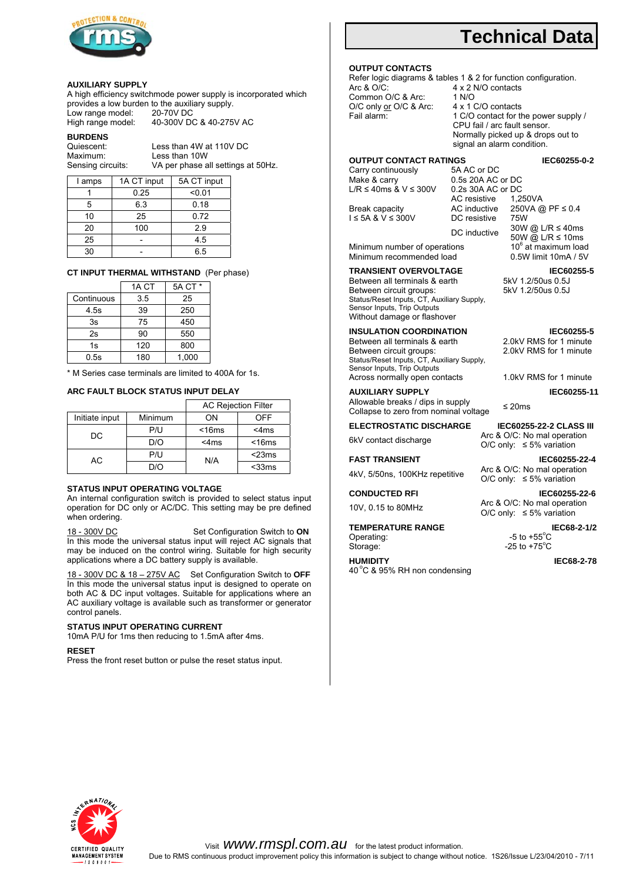# Technical Data

## AUXILIARY SUPPLY

A high efficiency switchmode power supply is incorporated which provides a low burden to the auxiliary supply.

Low range model: 20-70V DC
High range model: 40-300V DC & 40-275V AC

## BURDENS

Quiescent: Less than 4W at 110V DC
Maximum: Less than 10W
Sensing circuits: VA per phase all settings at 50Hz.

| I amps | 1A CT input | 5A CT input |
|---|---|---|
| 1 | 0.25 | <0.01 |
| 5 | 6.3 | 0.18 |
| 10 | 25 | 0.72 |
| 20 | 100 | 2.9 |
| 25 | - | 4.5 |
| 30 | - | 6.5 |

## CT INPUT THERMAL WITHSTAND (Per phase)

| | 1A CT | 5A CT * |
|---|---|---|
| Continuous | 3.5 | 25 |
| 4.5s | 39 | 250 |
| 3s | 75 | 450 |
| 2s | 90 | 550 |
| 1s | 120 | 800 |
| 0.5s | 180 | 1,000 |

* M Series case terminals are limited to 400A for 1s.

## ARC FAULT BLOCK STATUS INPUT DELAY

| | | AC Rejection Filter | |
|---|---|---|---|
| Initiate input | Minimum | ON | OFF |
| DC | P/U | <16ms | <4ms |
| | D/O | <4ms | <16ms |
| AC | P/U | N/A | <23ms |
| | D/O | | <33ms |

## STATUS INPUT OPERATING VOLTAGE

An internal configuration switch is provided to select status input operation for DC only or AC/DC. This setting may be pre defined when ordering.

18 - 300V DC — Set Configuration Switch to **ON**

In this mode the universal status input will reject AC signals that may be induced on the control wiring. Suitable for high security applications where a DC battery supply is available.

18 - 300V DC & 18 – 275V AC — Set Configuration Switch to **OFF**

In this mode the universal status input is designed to operate on both AC & DC input voltages. Suitable for applications where an AC auxiliary voltage is available such as transformer or generator control panels.

## STATUS INPUT OPERATING CURRENT

10mA P/U for 1ms then reducing to 1.5mA after 4ms.

## RESET

Press the front reset button or pulse the reset status input.

## OUTPUT CONTACTS

Refer logic diagrams & tables 1 & 2 for function configuration.

Arc & O/C: 4 x 2 N/O contacts
Common O/C & Arc: 1 N/O
O/C only or O/C & Arc: 4 x 1 C/O contacts
Fail alarm: 1 C/O contact for the power supply / CPU fail / arc fault sensor. Normally picked up & drops out to signal an alarm condition.

## OUTPUT CONTACT RATINGS — IEC60255-0-2

Carry continuously: 5A AC or DC
Make & carry L/R ≤ 40ms & V ≤ 300V: 0.5s 20A AC or DC; 0.2s 30A AC or DC

Break capacity I ≤ 5A & V ≤ 300V:
- AC resistive: 1,250VA
- AC inductive: 250VA @ PF ≤ 0.4
- DC resistive: 75W
- DC inductive: 30W @ L/R ≤ 40ms; 50W @ L/R ≤ 10ms

Minimum number of operations: $10^6$ at maximum load
Minimum recommended load: 0.5W limit 10mA / 5V

## TRANSIENT OVERVOLTAGE — IEC60255-5

Between all terminals & earth: 5kV 1.2/50us 0.5J
Between circuit groups: 5kV 1.2/50us 0.5J
Status/Reset Inputs, CT, Auxiliary Supply, Sensor Inputs, Trip Outputs
Without damage or flashover

## INSULATION COORDINATION — IEC60255-5

Between all terminals & earth: 2.0kV RMS for 1 minute
Between circuit groups: 2.0kV RMS for 1 minute
Status/Reset Inputs, CT, Auxiliary Supply, Sensor Inputs, Trip Outputs
Across normally open contacts: 1.0kV RMS for 1 minute

## AUXILIARY SUPPLY — IEC60255-11

Allowable breaks / dips in supply
Collapse to zero from nominal voltage: ≤ 20ms

## ELECTROSTATIC DISCHARGE — IEC60255-22-2 CLASS III

6kV contact discharge: Arc & O/C: No mal operation; O/C only: ≤ 5% variation

## FAST TRANSIENT — IEC60255-22-4

4kV, 5/50ns, 100KHz repetitive: Arc & O/C: No mal operation; O/C only: ≤ 5% variation

## CONDUCTED RFI — IEC60255-22-6

10V, 0.15 to 80MHz: Arc & O/C: No mal operation; O/C only: ≤ 5% variation

## TEMPERATURE RANGE — IEC68-2-1/2

Operating: -5 to +55°C
Storage: -25 to +75°C

## HUMIDITY — IEC68-2-78

40°C & 95% RH non condensing

Visit www.rmspl.com.au for the latest product information.
Due to RMS continuous product improvement policy this information is subject to change without notice. 1S26/Issue L/23/04/2010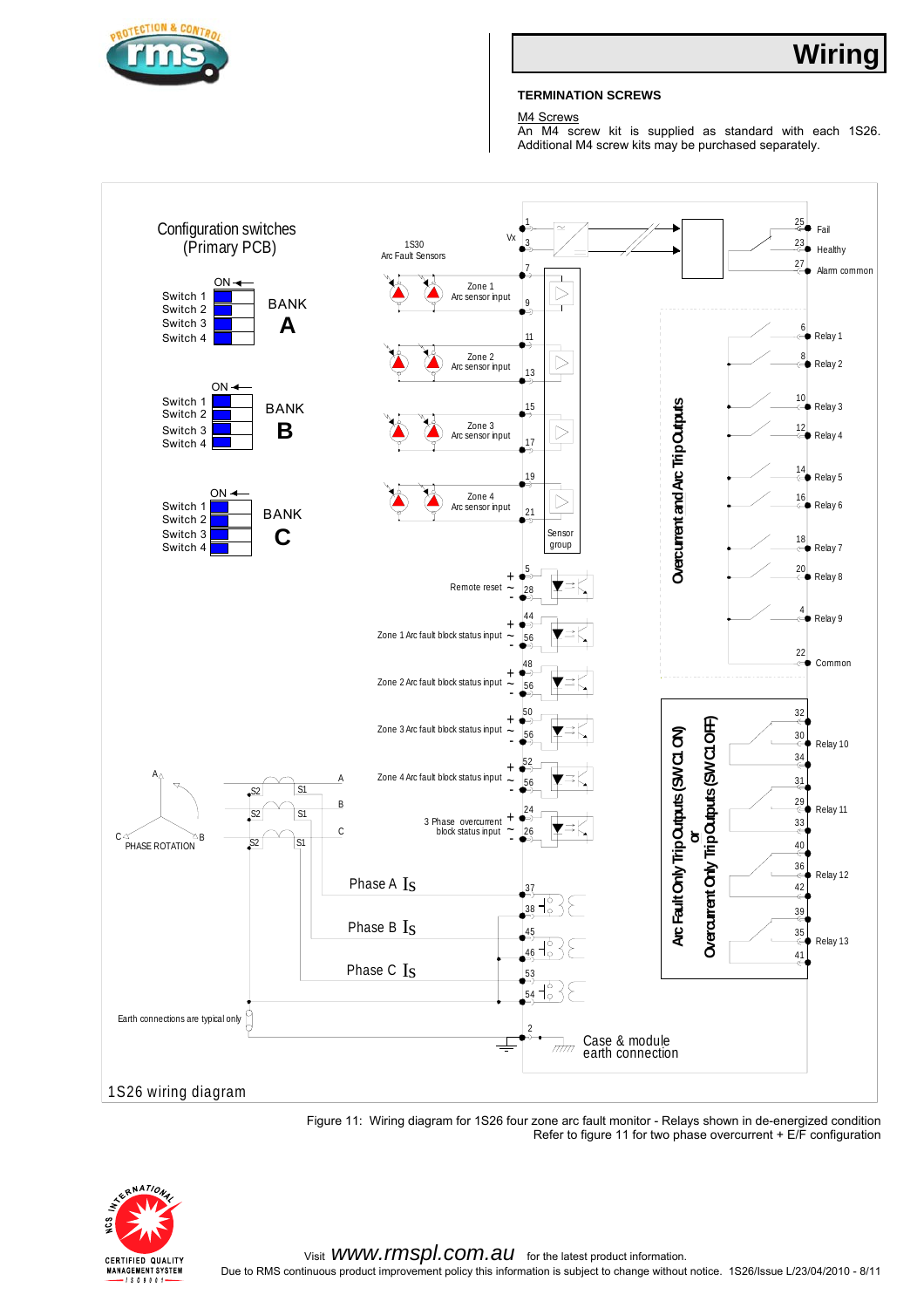# Wiring

### TERMINATION SCREWS

M4 Screws
An M4 screw kit is supplied as standard with each 1S26. Additional M4 screw kits may be purchased separately.

Configuration switches (Primary PCB)

BANK A — Switch 1, Switch 2, Switch 3, Switch 4 (ON ←)

BANK B — Switch 1, Switch 2, Switch 3, Switch 4 (ON ←)

BANK C — Switch 1, Switch 2, Switch 3, Switch 4 (ON ←)

1S30 Arc Fault Sensors

Vx: 1, 3

Zone 1 Arc sensor input: 7, 9

Zone 2 Arc sensor input: 11, 13

Zone 3 Arc sensor input: 15, 17

Zone 4 Arc sensor input: 19, 21

Sensor group

Fail: 25; Healthy: 23; Alarm common: 27

Overcurrent and Arc Trip Outputs: Relay 1 (6), Relay 2 (8), Relay 3 (10), Relay 4 (12), Relay 5 (14), Relay 6 (16), Relay 7 (18), Relay 8 (20), Relay 9 (4), Common (22)

Remote reset: + 5, ~ - 28

Zone 1 Arc fault block status input: + 44, ~ - 56

Zone 2 Arc fault block status input: + 48, ~ - 56

Zone 3 Arc fault block status input: + 50, ~ - 56

Zone 4 Arc fault block status input: + 52, ~ - 56

3 Phase overcurrent block status input: + 24, ~ - 26

Arc Fault Only Trip Outputs (SW C1 ON) or Overcurrent Only Trip Outputs (SW C1 OFF): Relay 10 (32, 30, 34), Relay 11 (31, 29, 33), Relay 12 (40, 36, 42), Relay 13 (39, 35, 41)

PHASE ROTATION (A, B, C)

S2, S1 — A, B, C

Phase A $I_S$: 37, 38

Phase B $I_S$: 45, 46

Phase C $I_S$: 53, 54

Earth connections are typical only

Case & module earth connection: 2

1S26 wiring diagram

Figure 11: Wiring diagram for 1S26 four zone arc fault monitor - Relays shown in de-energized condition
Refer to figure 11 for two phase overcurrent + E/F configuration

Visit www.rmspl.com.au for the latest product information.
Due to RMS continuous product improvement policy this information is subject to change without notice. 1S26/Issue L/23/04/2010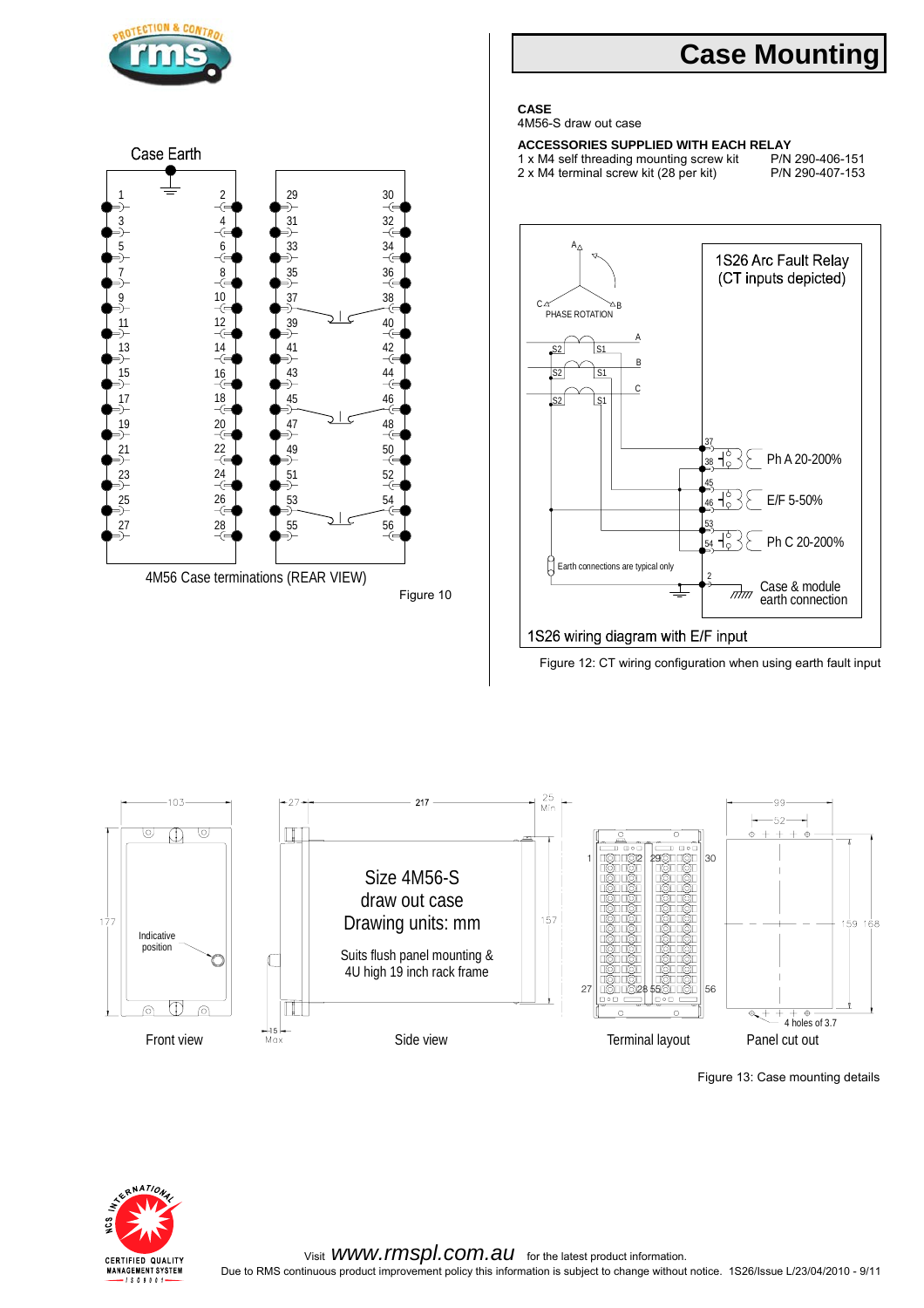# Case Mounting

**CASE**
4M56-S draw out case

**ACCESSORIES SUPPLIED WITH EACH RELAY**

| | |
|---|---|
| 1 x M4 self threading mounting screw kit | P/N 290-406-151 |
| 2 x M4 terminal screw kit (28 per kit) | P/N 290-407-153 |

4M56 Case terminations (REAR VIEW)

Figure 10

1S26 wiring diagram with E/F input

Figure 12: CT wiring configuration when using earth fault input

Figure 13: Case mounting details

Visit www.rmspl.com.au for the latest product information.
Due to RMS continuous product improvement policy this information is subject to change without notice. 1S26/Issue L/23/04/2010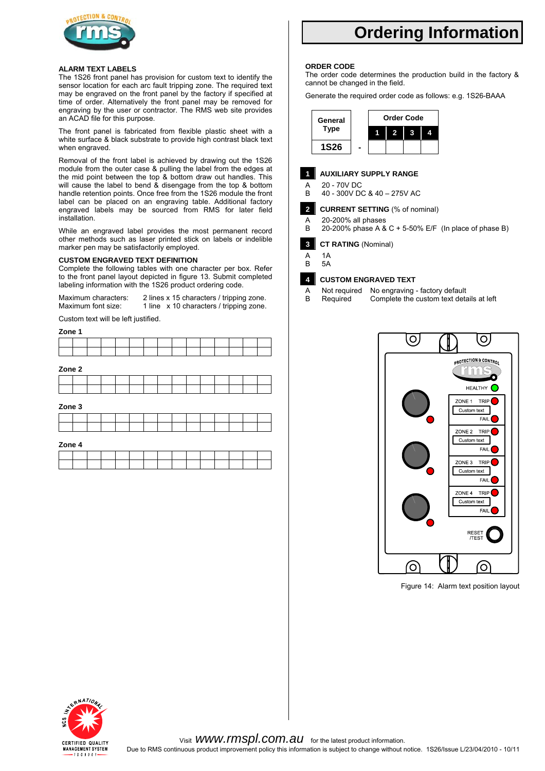# Ordering Information

## ALARM TEXT LABELS

The 1S26 front panel has provision for custom text to identify the sensor location for each arc fault tripping zone. The required text may be engraved on the front panel by the factory if specified at time of order. Alternatively the front panel may be removed for engraving by the user or contractor. The RMS web site provides an ACAD file for this purpose.

The front panel is fabricated from flexible plastic sheet with a white surface & black substrate to provide high contrast black text when engraved.

Removal of the front label is achieved by drawing out the 1S26 module from the outer case & pulling the label from the edges at the mid point between the top & bottom draw out handles. This will cause the label to bend & disengage from the top & bottom handle retention points. Once free from the 1S26 module the front label can be placed on an engraving table. Additional factory engraved labels may be sourced from RMS for later field installation.

While an engraved label provides the most permanent record other methods such as laser printed stick on labels or indelible marker pen may be satisfactorily employed.

## CUSTOM ENGRAVED TEXT DEFINITION

Complete the following tables with one character per box. Refer to the front panel layout depicted in figure 13. Submit completed labeling information with the 1S26 product ordering code.

Maximum characters: 2 lines x 15 characters / tripping zone.
Maximum font size: 1 line x 10 characters / tripping zone.

Custom text will be left justified.

**Zone 1**

| | | | | | | | | | | | | | | |
|---|---|---|---|---|---|---|---|---|---|---|---|---|---|---|
| | | | | | | | | | | | | | | |

**Zone 2**

| | | | | | | | | | | | | | | |
|---|---|---|---|---|---|---|---|---|---|---|---|---|---|---|
| | | | | | | | | | | | | | | |

**Zone 3**

| | | | | | | | | | | | | | | |
|---|---|---|---|---|---|---|---|---|---|---|---|---|---|---|
| | | | | | | | | | | | | | | |

**Zone 4**

| | | | | | | | | | | | | | | |
|---|---|---|---|---|---|---|---|---|---|---|---|---|---|---|
| | | | | | | | | | | | | | | |

## ORDER CODE

The order code determines the production build in the factory & cannot be changed in the field.

Generate the required order code as follows: e.g. 1S26-BAAA

| General Type | | Order Code | | | |
|---|---|---|---|---|---|
| | | 1 | 2 | 3 | 4 |
| 1S26 | - | | | | |

### 1 AUXILIARY SUPPLY RANGE

- A 20 - 70V DC
- B 40 - 300V DC & 40 – 275V AC

### 2 CURRENT SETTING (% of nominal)

- A 20-200% all phases
- B 20-200% phase A & C + 5-50% E/F (In place of phase B)

### 3 CT RATING (Nominal)

- A 1A
- B 5A

### 4 CUSTOM ENGRAVED TEXT

- A Not required No engraving - factory default
- B Required Complete the custom text details at left

Figure 14: Alarm text position layout

Visit www.rmspl.com.au for the latest product information.
Due to RMS continuous product improvement policy this information is subject to change without notice. 1S26/Issue L/23/04/2010 - 10/11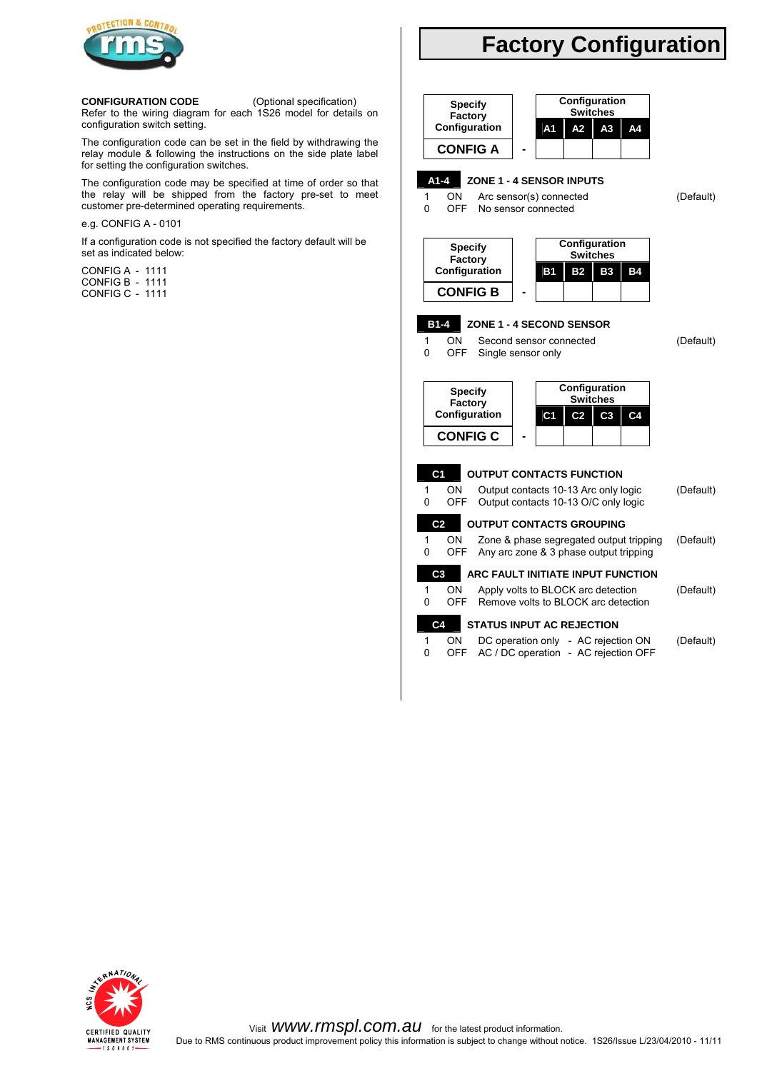# Factory Configuration

**CONFIGURATION CODE** (Optional specification)
Refer to the wiring diagram for each 1S26 model for details on configuration switch setting.

The configuration code can be set in the field by withdrawing the relay module & following the instructions on the side plate label for setting the configuration switches.

The configuration code may be specified at time of order so that the relay will be shipped from the factory pre-set to meet customer pre-determined operating requirements.

e.g. CONFIG A - 0101

If a configuration code is not specified the factory default will be set as indicated below:

CONFIG A - 1111
CONFIG B - 1111
CONFIG C - 1111

| Specify Factory Configuration | | Configuration Switches | | | |
|---|---|---|---|---|---|
| | | A1 | A2 | A3 | A4 |
| CONFIG A | - | | | | |

**A1-4 ZONE 1 - 4 SENSOR INPUTS**

| | | | |
|---|---|---|---|
| 1 | ON | Arc sensor(s) connected | (Default) |
| 0 | OFF | No sensor connected | |

| Specify Factory Configuration | | Configuration Switches | | | |
|---|---|---|---|---|---|
| | | B1 | B2 | B3 | B4 |
| CONFIG B | - | | | | |

**B1-4 ZONE 1 - 4 SECOND SENSOR**

| | | | |
|---|---|---|---|
| 1 | ON | Second sensor connected | (Default) |
| 0 | OFF | Single sensor only | |

| Specify Factory Configuration | | Configuration Switches | | | |
|---|---|---|---|---|---|
| | | C1 | C2 | C3 | C4 |
| CONFIG C | - | | | | |

**C1 OUTPUT CONTACTS FUNCTION**

| | | | |
|---|---|---|---|
| 1 | ON | Output contacts 10-13 Arc only logic | (Default) |
| 0 | OFF | Output contacts 10-13 O/C only logic | |

**C2 OUTPUT CONTACTS GROUPING**

| | | | |
|---|---|---|---|
| 1 | ON | Zone & phase segregated output tripping | (Default) |
| 0 | OFF | Any arc zone & 3 phase output tripping | |

**C3 ARC FAULT INITIATE INPUT FUNCTION**

| | | | |
|---|---|---|---|
| 1 | ON | Apply volts to BLOCK arc detection | (Default) |
| 0 | OFF | Remove volts to BLOCK arc detection | |

**C4 STATUS INPUT AC REJECTION**

| | | | |
|---|---|---|---|
| 1 | ON | DC operation only - AC rejection ON | (Default) |
| 0 | OFF | AC / DC operation - AC rejection OFF | |

Visit www.rmspl.com.au for the latest product information.
Due to RMS continuous product improvement policy this information is subject to change without notice. 1S26/Issue L/23/04/2010 - 11/11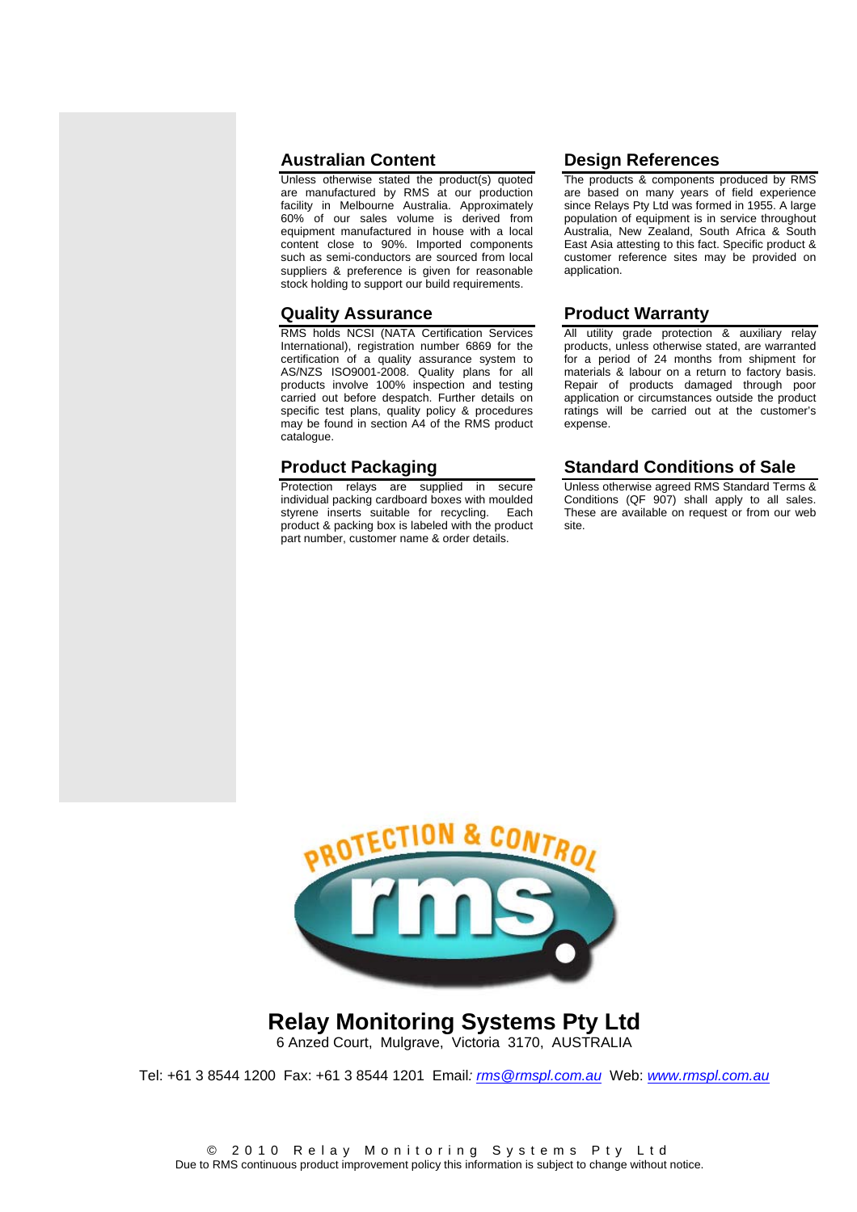## Australian Content

Unless otherwise stated the product(s) quoted are manufactured by RMS at our production facility in Melbourne Australia. Approximately 60% of our sales volume is derived from equipment manufactured in house with a local content close to 90%. Imported components such as semi-conductors are sourced from local suppliers & preference is given for reasonable stock holding to support our build requirements.

## Quality Assurance

RMS holds NCSI (NATA Certification Services International), registration number 6869 for the certification of a quality assurance system to AS/NZS ISO9001-2008. Quality plans for all products involve 100% inspection and testing carried out before despatch. Further details on specific test plans, quality policy & procedures may be found in section A4 of the RMS product catalogue.

## Product Packaging

Protection relays are supplied in secure individual packing cardboard boxes with moulded styrene inserts suitable for recycling. Each product & packing box is labeled with the product part number, customer name & order details.

## Design References

The products & components produced by RMS are based on many years of field experience since Relays Pty Ltd was formed in 1955. A large population of equipment is in service throughout Australia, New Zealand, South Africa & South East Asia attesting to this fact. Specific product & customer reference sites may be provided on application.

## Product Warranty

All utility grade protection & auxiliary relay products, unless otherwise stated, are warranted for a period of 24 months from shipment for materials & labour on a return to factory basis. Repair of products damaged through poor application or circumstances outside the product ratings will be carried out at the customer's expense.

## Standard Conditions of Sale

Unless otherwise agreed RMS Standard Terms & Conditions (QF 907) shall apply to all sales. These are available on request or from our web site.

PROTECTION & CONTROL

rms

**Relay Monitoring Systems Pty Ltd**

6 Anzed Court, Mulgrave, Victoria 3170, AUSTRALIA

Tel: +61 3 8544 1200 Fax: +61 3 8544 1201 Email: *rms@rmspl.com.au* Web: *www.rmspl.com.au*

© 2010 Relay Monitoring Systems Pty Ltd

Due to RMS continuous product improvement policy this information is subject to change without notice.